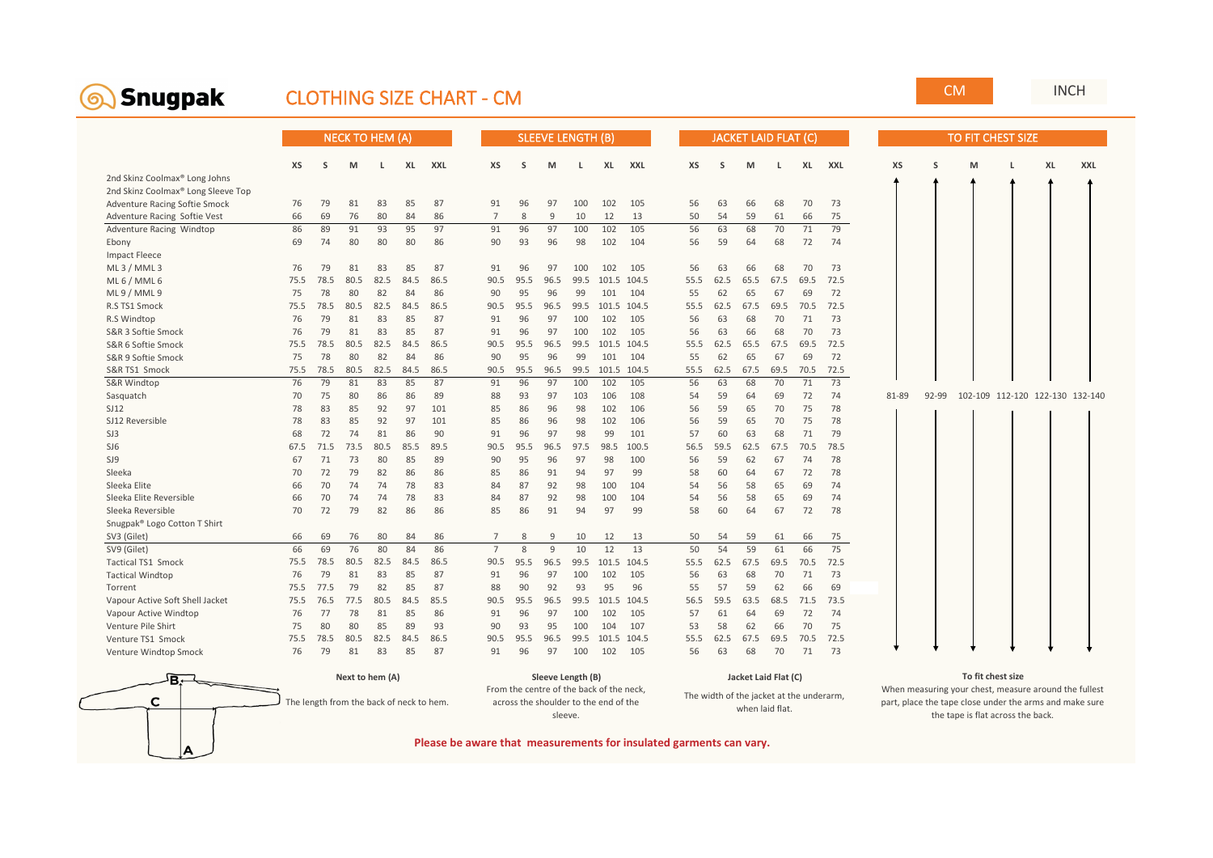# Snugpak

## CLOTHING SIZE CHART - CM

CM | INCH

| | NECK TO HEM (A) | | | | | | SLEEVE LENGTH (B) | | | | | | JACKET LAID FLAT (C) | | | | | |
|---|---|---|---|---|---|---|---|---|---|---|---|---|---|---|---|---|---|---|
| | XS | S | M | L | XL | XXL | XS | S | M | L | XL | XXL | XS | S | M | L | XL | XXL |
| 2nd Skinz Coolmax® Long Johns | | | | | | | | | | | | | | | | | | |
| 2nd Skinz Coolmax® Long Sleeve Top | | | | | | | | | | | | | | | | | | |
| Adventure Racing Softie Smock | 76 | 79 | 81 | 83 | 85 | 87 | 91 | 96 | 97 | 100 | 102 | 105 | 56 | 63 | 66 | 68 | 70 | 73 |
| Adventure Racing Softie Vest | 66 | 69 | 76 | 80 | 84 | 86 | 7 | 8 | 9 | 10 | 12 | 13 | 50 | 54 | 59 | 61 | 66 | 75 |
| Adventure Racing Windtop | 86 | 89 | 91 | 93 | 95 | 97 | 91 | 96 | 97 | 100 | 102 | 105 | 56 | 63 | 68 | 70 | 71 | 79 |
| Ebony | 69 | 74 | 80 | 80 | 80 | 86 | 90 | 93 | 96 | 98 | 102 | 104 | 56 | 59 | 64 | 68 | 72 | 74 |
| Impact Fleece | | | | | | | | | | | | | | | | | | |
| ML 3 / MML 3 | 76 | 79 | 81 | 83 | 85 | 87 | 91 | 96 | 97 | 100 | 102 | 105 | 56 | 63 | 66 | 68 | 70 | 73 |
| ML 6 / MML 6 | 75.5 | 78.5 | 80.5 | 82.5 | 84.5 | 86.5 | 90.5 | 95.5 | 96.5 | 99.5 | 101.5 | 104.5 | 55.5 | 62.5 | 65.5 | 67.5 | 69.5 | 72.5 |
| ML 9 / MML 9 | 75 | 78 | 80 | 82 | 84 | 86 | 90 | 95 | 96 | 99 | 101 | 104 | 55 | 62 | 65 | 67 | 69 | 72 |
| R.S TS1 Smock | 75.5 | 78.5 | 80.5 | 82.5 | 84.5 | 86.5 | 90.5 | 95.5 | 96.5 | 99.5 | 101.5 | 104.5 | 55.5 | 62.5 | 67.5 | 69.5 | 70.5 | 72.5 |
| R.S Windtop | 76 | 79 | 81 | 83 | 85 | 87 | 91 | 96 | 97 | 100 | 102 | 105 | 56 | 63 | 68 | 70 | 71 | 73 |
| S&R 3 Softie Smock | 76 | 79 | 81 | 83 | 85 | 87 | 91 | 96 | 97 | 100 | 102 | 105 | 56 | 63 | 66 | 68 | 70 | 73 |
| S&R 6 Softie Smock | 75.5 | 78.5 | 80.5 | 82.5 | 84.5 | 86.5 | 90.5 | 95.5 | 96.5 | 99.5 | 101.5 | 104.5 | 55.5 | 62.5 | 65.5 | 67.5 | 69.5 | 72.5 |
| S&R 9 Softie Smock | 75 | 78 | 80 | 82 | 84 | 86 | 90 | 95 | 96 | 99 | 101 | 104 | 55 | 62 | 65 | 67 | 69 | 72 |
| S&R TS1 Smock | 75.5 | 78.5 | 80.5 | 82.5 | 84.5 | 86.5 | 90.5 | 95.5 | 96.5 | 99.5 | 101.5 | 104.5 | 55.5 | 62.5 | 67.5 | 69.5 | 70.5 | 72.5 |
| S&R Windtop | 76 | 79 | 81 | 83 | 85 | 87 | 91 | 96 | 97 | 100 | 102 | 105 | 56 | 63 | 68 | 70 | 71 | 73 |
| Sasquatch | 70 | 75 | 80 | 86 | 86 | 89 | 88 | 93 | 97 | 103 | 106 | 108 | 54 | 59 | 64 | 69 | 72 | 74 |
| SJ12 | 78 | 83 | 85 | 92 | 97 | 101 | 85 | 86 | 96 | 98 | 102 | 106 | 56 | 59 | 65 | 70 | 75 | 78 |
| SJ12 Reversible | 78 | 83 | 85 | 92 | 97 | 101 | 85 | 86 | 96 | 98 | 102 | 106 | 56 | 59 | 65 | 70 | 75 | 78 |
| SJ3 | 68 | 72 | 74 | 81 | 86 | 90 | 91 | 96 | 97 | 98 | 99 | 101 | 57 | 60 | 63 | 68 | 71 | 79 |
| SJ6 | 67.5 | 71.5 | 73.5 | 80.5 | 85.5 | 89.5 | 90.5 | 95.5 | 96.5 | 97.5 | 98.5 | 100.5 | 56.5 | 59.5 | 62.5 | 67.5 | 70.5 | 78.5 |
| SJ9 | 67 | 71 | 73 | 80 | 85 | 89 | 90 | 95 | 96 | 97 | 98 | 100 | 56 | 59 | 62 | 67 | 74 | 78 |
| Sleeka | 70 | 72 | 79 | 82 | 86 | 86 | 85 | 86 | 91 | 94 | 97 | 99 | 58 | 60 | 64 | 67 | 72 | 78 |
| Sleeka Elite | 66 | 70 | 74 | 74 | 78 | 83 | 84 | 87 | 92 | 98 | 100 | 104 | 54 | 56 | 58 | 65 | 69 | 74 |
| Sleeka Elite Reversible | 66 | 70 | 74 | 74 | 78 | 83 | 84 | 87 | 92 | 98 | 100 | 104 | 54 | 56 | 58 | 65 | 69 | 74 |
| Sleeka Reversible | 70 | 72 | 79 | 82 | 86 | 86 | 85 | 86 | 91 | 94 | 97 | 99 | 58 | 60 | 64 | 67 | 72 | 78 |
| Snugpak® Logo Cotton T Shirt | | | | | | | | | | | | | | | | | | |
| SV3 (Gilet) | 66 | 69 | 76 | 80 | 84 | 86 | 7 | 8 | 9 | 10 | 12 | 13 | 50 | 54 | 59 | 61 | 66 | 75 |
| SV9 (Gilet) | 66 | 69 | 76 | 80 | 84 | 86 | 7 | 8 | 9 | 10 | 12 | 13 | 50 | 54 | 59 | 61 | 66 | 75 |
| Tactical TS1 Smock | 75.5 | 78.5 | 80.5 | 82.5 | 84.5 | 86.5 | 90.5 | 95.5 | 96.5 | 99.5 | 101.5 | 104.5 | 55.5 | 62.5 | 67.5 | 69.5 | 70.5 | 72.5 |
| Tactical Windtop | 76 | 79 | 81 | 83 | 85 | 87 | 91 | 96 | 97 | 100 | 102 | 105 | 56 | 63 | 68 | 70 | 71 | 73 |
| Torrent | 75.5 | 77.5 | 79 | 82 | 85 | 87 | 88 | 90 | 92 | 93 | 95 | 96 | 55 | 57 | 59 | 62 | 66 | 69 |
| Vapour Active Soft Shell Jacket | 75.5 | 76.5 | 77.5 | 80.5 | 84.5 | 85.5 | 90.5 | 95.5 | 96.5 | 99.5 | 101.5 | 104.5 | 56.5 | 59.5 | 63.5 | 68.5 | 71.5 | 73.5 |
| Vapour Active Windtop | 76 | 77 | 78 | 81 | 85 | 86 | 91 | 96 | 97 | 100 | 102 | 105 | 57 | 61 | 64 | 69 | 72 | 74 |
| Venture Pile Shirt | 75 | 80 | 80 | 85 | 89 | 93 | 90 | 93 | 95 | 100 | 104 | 107 | 53 | 58 | 62 | 66 | 70 | 75 |
| Venture TS1 Smock | 75.5 | 78.5 | 80.5 | 82.5 | 84.5 | 86.5 | 90.5 | 95.5 | 96.5 | 99.5 | 101.5 | 104.5 | 55.5 | 62.5 | 67.5 | 69.5 | 70.5 | 72.5 |
| Venture Windtop Smock | 76 | 79 | 81 | 83 | 85 | 87 | 91 | 96 | 97 | 100 | 102 | 105 | 56 | 63 | 68 | 70 | 71 | 73 |

**TO FIT CHEST SIZE** (applies to all garments)

| XS | S | M | L | XL | XXL |
|---|---|---|---|---|---|
| 81-89 | 92-99 | 102-109 | 112-120 | 122-130 | 132-140 |

B

C

A

**Next to hem (A)**
The length from the back of neck to hem.

**Sleeve Length (B)**
From the centre of the back of the neck, across the shoulder to the end of the sleeve.

**Jacket Laid Flat (C)**
The width of the jacket at the underarm, when laid flat.

**To fit chest size**
When measuring your chest, measure around the fullest part, place the tape close under the arms and make sure the tape is flat across the back.

**Please be aware that measurements for insulated garments can vary.**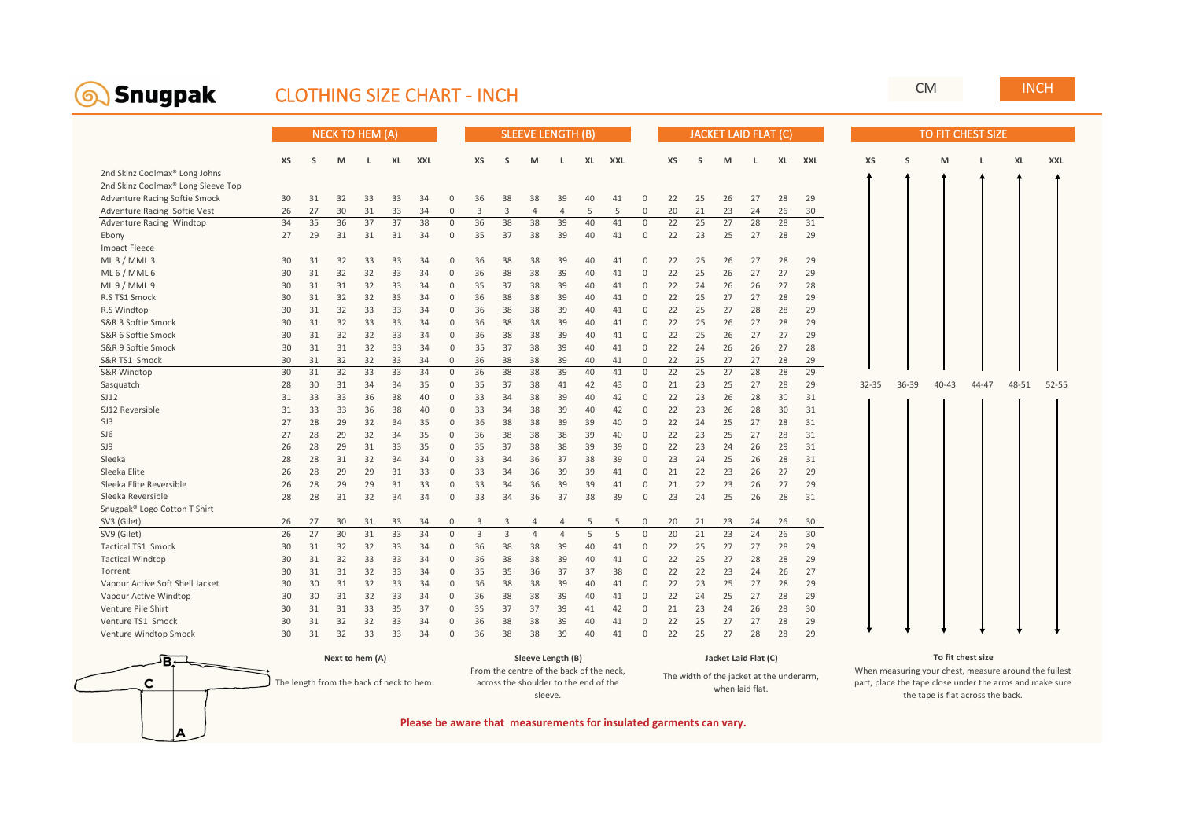# Snugpak

## CLOTHING SIZE CHART - INCH

CM INCH

| | NECK TO HEM (A) | | | | | | | SLEEVE LENGTH (B) | | | | | | | JACKET LAID FLAT (C) | | | | | |
|---|---|---|---|---|---|---|---|---|---|---|---|---|---|---|---|---|---|---|---|---|
| | XS | S | M | L | XL | XXL | | XS | S | M | L | XL | XXL | | XS | S | M | L | XL | XXL |
| 2nd Skinz Coolmax® Long Johns | | | | | | | | | | | | | | | | | | | | |
| 2nd Skinz Coolmax® Long Sleeve Top | | | | | | | | | | | | | | | | | | | | |
| Adventure Racing Softie Smock | 30 | 31 | 32 | 33 | 33 | 34 | 0 | 36 | 38 | 38 | 39 | 40 | 41 | 0 | 22 | 25 | 26 | 27 | 28 | 29 |
| Adventure Racing Softie Vest | 26 | 27 | 30 | 31 | 33 | 34 | 0 | 3 | 3 | 4 | 4 | 5 | 5 | 0 | 20 | 21 | 23 | 24 | 26 | 30 |
| Adventure Racing Windtop | 34 | 35 | 36 | 37 | 37 | 38 | 0 | 36 | 38 | 38 | 39 | 40 | 41 | 0 | 22 | 25 | 27 | 28 | 28 | 31 |
| Ebony | 27 | 29 | 31 | 31 | 31 | 34 | 0 | 35 | 37 | 38 | 39 | 40 | 41 | 0 | 22 | 23 | 25 | 27 | 28 | 29 |
| Impact Fleece | | | | | | | | | | | | | | | | | | | | |
| ML 3 / MML 3 | 30 | 31 | 32 | 33 | 33 | 34 | 0 | 36 | 38 | 38 | 39 | 40 | 41 | 0 | 22 | 25 | 26 | 27 | 28 | 29 |
| ML 6 / MML 6 | 30 | 31 | 32 | 32 | 33 | 34 | 0 | 36 | 38 | 38 | 39 | 40 | 41 | 0 | 22 | 25 | 26 | 27 | 27 | 29 |
| ML 9 / MML 9 | 30 | 31 | 31 | 32 | 33 | 34 | 0 | 35 | 37 | 38 | 39 | 40 | 41 | 0 | 22 | 24 | 26 | 26 | 27 | 28 |
| R.S TS1 Smock | 30 | 31 | 32 | 32 | 33 | 34 | 0 | 36 | 38 | 38 | 39 | 40 | 41 | 0 | 22 | 25 | 27 | 27 | 28 | 29 |
| R.S Windtop | 30 | 31 | 32 | 33 | 33 | 34 | 0 | 36 | 38 | 38 | 39 | 40 | 41 | 0 | 22 | 25 | 27 | 28 | 28 | 29 |
| S&R 3 Softie Smock | 30 | 31 | 32 | 33 | 33 | 34 | 0 | 36 | 38 | 38 | 39 | 40 | 41 | 0 | 22 | 25 | 26 | 27 | 28 | 29 |
| S&R 6 Softie Smock | 30 | 31 | 32 | 32 | 33 | 34 | 0 | 36 | 38 | 38 | 39 | 40 | 41 | 0 | 22 | 25 | 26 | 27 | 27 | 29 |
| S&R 9 Softie Smock | 30 | 31 | 31 | 32 | 33 | 34 | 0 | 35 | 37 | 38 | 39 | 40 | 41 | 0 | 22 | 24 | 26 | 26 | 27 | 28 |
| S&R TS1 Smock | 30 | 31 | 32 | 32 | 33 | 34 | 0 | 36 | 38 | 38 | 39 | 40 | 41 | 0 | 22 | 25 | 27 | 27 | 28 | 29 |
| S&R Windtop | 30 | 31 | 32 | 33 | 33 | 34 | 0 | 36 | 38 | 38 | 39 | 40 | 41 | 0 | 22 | 25 | 27 | 28 | 28 | 29 |
| Sasquatch | 28 | 30 | 31 | 34 | 34 | 35 | 0 | 35 | 37 | 38 | 41 | 42 | 43 | 0 | 21 | 23 | 25 | 27 | 28 | 29 |
| SJ12 | 31 | 33 | 33 | 36 | 38 | 40 | 0 | 33 | 34 | 38 | 39 | 40 | 42 | 0 | 22 | 23 | 26 | 28 | 30 | 31 |
| SJ12 Reversible | 31 | 33 | 33 | 36 | 38 | 40 | 0 | 33 | 34 | 38 | 39 | 40 | 42 | 0 | 22 | 23 | 26 | 28 | 30 | 31 |
| SJ3 | 27 | 28 | 29 | 32 | 34 | 35 | 0 | 36 | 38 | 38 | 39 | 39 | 40 | 0 | 22 | 24 | 25 | 27 | 28 | 31 |
| SJ6 | 27 | 28 | 29 | 32 | 34 | 35 | 0 | 36 | 38 | 38 | 38 | 39 | 40 | 0 | 22 | 23 | 25 | 27 | 28 | 31 |
| SJ9 | 26 | 28 | 29 | 31 | 33 | 35 | 0 | 35 | 37 | 38 | 38 | 39 | 39 | 0 | 22 | 23 | 24 | 26 | 29 | 31 |
| Sleeka | 28 | 28 | 31 | 32 | 34 | 34 | 0 | 33 | 34 | 36 | 37 | 38 | 39 | 0 | 23 | 24 | 25 | 26 | 28 | 31 |
| Sleeka Elite | 26 | 28 | 29 | 29 | 31 | 33 | 0 | 33 | 34 | 36 | 39 | 39 | 41 | 0 | 21 | 22 | 23 | 26 | 27 | 29 |
| Sleeka Elite Reversible | 26 | 28 | 29 | 29 | 31 | 33 | 0 | 33 | 34 | 36 | 39 | 39 | 41 | 0 | 21 | 22 | 23 | 26 | 27 | 29 |
| Sleeka Reversible | 28 | 28 | 31 | 32 | 34 | 34 | 0 | 33 | 34 | 36 | 37 | 38 | 39 | 0 | 23 | 24 | 25 | 26 | 28 | 31 |
| Snugpak® Logo Cotton T Shirt | | | | | | | | | | | | | | | | | | | | |
| SV3 (Gilet) | 26 | 27 | 30 | 31 | 33 | 34 | 0 | 3 | 3 | 4 | 4 | 5 | 5 | 0 | 20 | 21 | 23 | 24 | 26 | 30 |
| SV9 (Gilet) | 26 | 27 | 30 | 31 | 33 | 34 | 0 | 3 | 3 | 4 | 4 | 5 | 5 | 0 | 20 | 21 | 23 | 24 | 26 | 30 |
| Tactical TS1 Smock | 30 | 31 | 32 | 32 | 33 | 34 | 0 | 36 | 38 | 38 | 39 | 40 | 41 | 0 | 22 | 25 | 27 | 27 | 28 | 29 |
| Tactical Windtop | 30 | 31 | 32 | 33 | 33 | 34 | 0 | 36 | 38 | 38 | 39 | 40 | 41 | 0 | 22 | 25 | 27 | 28 | 28 | 29 |
| Torrent | 30 | 31 | 31 | 32 | 33 | 34 | 0 | 35 | 35 | 36 | 37 | 37 | 38 | 0 | 22 | 22 | 23 | 24 | 26 | 27 |
| Vapour Active Soft Shell Jacket | 30 | 30 | 31 | 32 | 33 | 34 | 0 | 36 | 38 | 38 | 39 | 40 | 41 | 0 | 22 | 23 | 25 | 27 | 28 | 29 |
| Vapour Active Windtop | 30 | 30 | 31 | 32 | 33 | 34 | 0 | 36 | 38 | 38 | 39 | 40 | 41 | 0 | 22 | 24 | 25 | 27 | 28 | 29 |
| Venture Pile Shirt | 30 | 31 | 31 | 33 | 35 | 37 | 0 | 35 | 37 | 37 | 39 | 41 | 42 | 0 | 21 | 23 | 24 | 26 | 28 | 30 |
| Venture TS1 Smock | 30 | 31 | 32 | 32 | 33 | 34 | 0 | 36 | 38 | 38 | 39 | 40 | 41 | 0 | 22 | 25 | 27 | 27 | 28 | 29 |
| Venture Windtop Smock | 30 | 31 | 32 | 33 | 33 | 34 | 0 | 36 | 38 | 38 | 39 | 40 | 41 | 0 | 22 | 25 | 27 | 28 | 28 | 29 |

| TO FIT CHEST SIZE | | | | | |
|---|---|---|---|---|---|
| XS | S | M | L | XL | XXL |
| 32-35 | 36-39 | 40-43 | 44-47 | 48-51 | 52-55 |

B

C

A

**Next to hem (A)**

The length from the back of neck to hem.

**Sleeve Length (B)**

From the centre of the back of the neck, across the shoulder to the end of the sleeve.

**Jacket Laid Flat (C)**

The width of the jacket at the underarm, when laid flat.

**To fit chest size**

When measuring your chest, measure around the fullest part, place the tape close under the arms and make sure the tape is flat across the back.

**Please be aware that measurements for insulated garments can vary.**